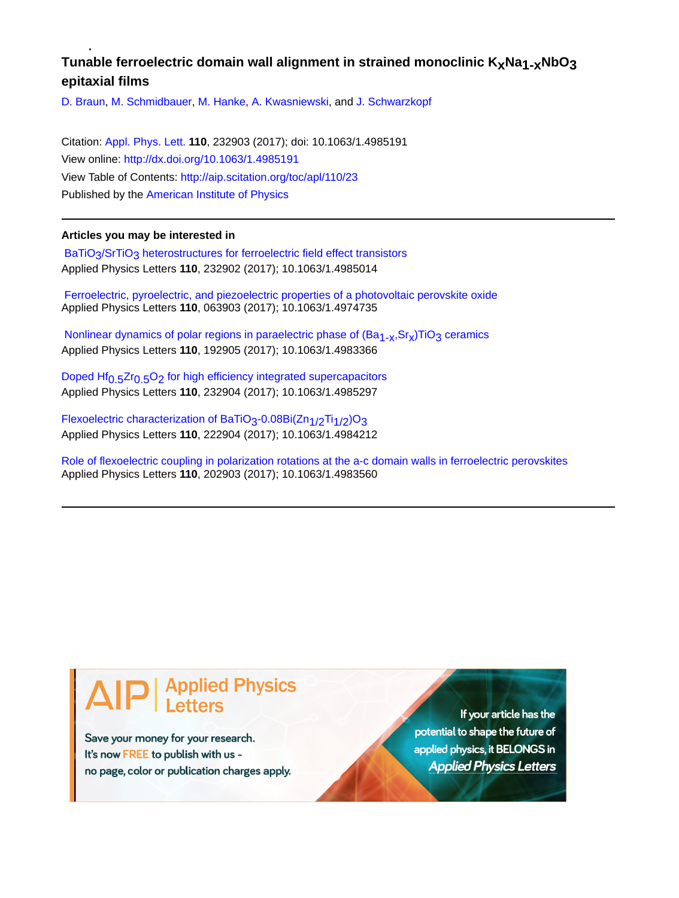# Tunable ferroelectric domain wall alignment in strained monoclinic $K_xNa_{1-x}NbO_3$ epitaxial films

D. Braun, M. Schmidbauer, M. Hanke, A. Kwasniewski, and J. Schwarzkopf

Citation: Appl. Phys. Lett. **110**, 232903 (2017); doi: 10.1063/1.4985191
View online: http://dx.doi.org/10.1063/1.4985191
View Table of Contents: http://aip.scitation.org/toc/apl/110/23
Published by the American Institute of Physics

---

**Articles you may be interested in**

$BaTiO_3/SrTiO_3$ heterostructures for ferroelectric field effect transistors
Applied Physics Letters **110**, 232902 (2017); 10.1063/1.4985014

Ferroelectric, pyroelectric, and piezoelectric properties of a photovoltaic perovskite oxide
Applied Physics Letters **110**, 063903 (2017); 10.1063/1.4974735

Nonlinear dynamics of polar regions in paraelectric phase of $(Ba_{1-x},Sr_x)TiO_3$ ceramics
Applied Physics Letters **110**, 192905 (2017); 10.1063/1.4983366

Doped $Hf_{0.5}Zr_{0.5}O_2$ for high efficiency integrated supercapacitors
Applied Physics Letters **110**, 232904 (2017); 10.1063/1.4985297

Flexoelectric characterization of $BaTiO_3$-$0.08Bi(Zn_{1/2}Ti_{1/2})O_3$
Applied Physics Letters **110**, 222904 (2017); 10.1063/1.4984212

Role of flexoelectric coupling in polarization rotations at the a-c domain walls in ferroelectric perovskites
Applied Physics Letters **110**, 202903 (2017); 10.1063/1.4983560

---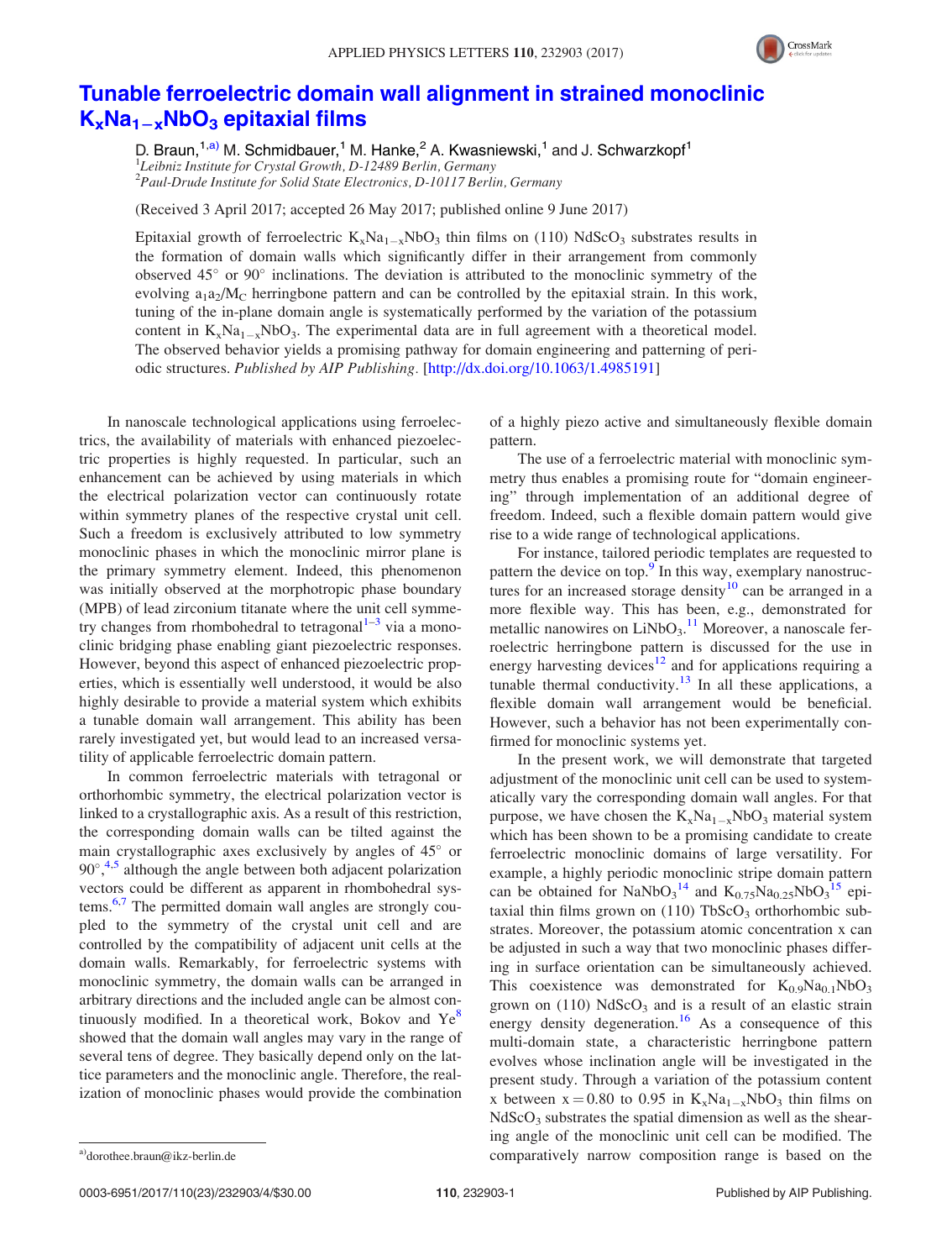# Tunable ferroelectric domain wall alignment in strained monoclinic $K_xNa_{1-x}NbO_3$ epitaxial films

D. Braun,[1,a)] M. Schmidbauer,[1] M. Hanke,[2] A. Kwasniewski,[1] and J. Schwarzkopf[1]

[1]Leibniz Institute for Crystal Growth, D-12489 Berlin, Germany

[2]Paul-Drude Institute for Solid State Electronics, D-10117 Berlin, Germany

(Received 3 April 2017; accepted 26 May 2017; published online 9 June 2017)

Epitaxial growth of ferroelectric $K_xNa_{1-x}NbO_3$ thin films on (110) $NdScO_3$ substrates results in the formation of domain walls which significantly differ in their arrangement from commonly observed 45° or 90° inclinations. The deviation is attributed to the monoclinic symmetry of the evolving $a_1a_2/M_C$ herringbone pattern and can be controlled by the epitaxial strain. In this work, tuning of the in-plane domain angle is systematically performed by the variation of the potassium content in $K_xNa_{1-x}NbO_3$. The experimental data are in full agreement with a theoretical model. The observed behavior yields a promising pathway for domain engineering and patterning of periodic structures. *Published by AIP Publishing.* [http://dx.doi.org/10.1063/1.4985191]

In nanoscale technological applications using ferroelectrics, the availability of materials with enhanced piezoelectric properties is highly requested. In particular, such an enhancement can be achieved by using materials in which the electrical polarization vector can continuously rotate within symmetry planes of the respective crystal unit cell. Such a freedom is exclusively attributed to low symmetry monoclinic phases in which the monoclinic mirror plane is the primary symmetry element. Indeed, this phenomenon was initially observed at the morphotropic phase boundary (MPB) of lead zirconium titanate where the unit cell symmetry changes from rhombohedral to tetragonal[1–3] via a monoclinic bridging phase enabling giant piezoelectric responses. However, beyond this aspect of enhanced piezoelectric properties, which is essentially well understood, it would be also highly desirable to provide a material system which exhibits a tunable domain wall arrangement. This ability has been rarely investigated yet, but would lead to an increased versatility of applicable ferroelectric domain pattern.

In common ferroelectric materials with tetragonal or orthorhombic symmetry, the electrical polarization vector is linked to a crystallographic axis. As a result of this restriction, the corresponding domain walls can be tilted against the main crystallographic axes exclusively by angles of 45° or 90°,[4,5] although the angle between both adjacent polarization vectors could be different as apparent in rhombohedral systems.[6,7] The permitted domain wall angles are strongly coupled to the symmetry of the crystal unit cell and are controlled by the compatibility of adjacent unit cells at the domain walls. Remarkably, for ferroelectric systems with monoclinic symmetry, the domain walls can be arranged in arbitrary directions and the included angle can be almost continuously modified. In a theoretical work, Bokov and Ye[8] showed that the domain wall angles may vary in the range of several tens of degree. They basically depend only on the lattice parameters and the monoclinic angle. Therefore, the realization of monoclinic phases would provide the combination of a highly piezo active and simultaneously flexible domain pattern.

The use of a ferroelectric material with monoclinic symmetry thus enables a promising route for "domain engineering" through implementation of an additional degree of freedom. Indeed, such a flexible domain pattern would give rise to a wide range of technological applications.

For instance, tailored periodic templates are requested to pattern the device on top.[9] In this way, exemplary nanostructures for an increased storage density[10] can be arranged in a more flexible way. This has been, e.g., demonstrated for metallic nanowires on $LiNbO_3$.[11] Moreover, a nanoscale ferroelectric herringbone pattern is discussed for the use in energy harvesting devices[12] and for applications requiring a tunable thermal conductivity.[13] In all these applications, a flexible domain wall arrangement would be beneficial. However, such a behavior has not been experimentally confirmed for monoclinic systems yet.

In the present work, we will demonstrate that targeted adjustment of the monoclinic unit cell can be used to systematically vary the corresponding domain wall angles. For that purpose, we have chosen the $K_xNa_{1-x}NbO_3$ material system which has been shown to be a promising candidate to create ferroelectric monoclinic domains of large versatility. For example, a highly periodic monoclinic stripe domain pattern can be obtained for $NaNbO_3$[14] and $K_{0.75}Na_{0.25}NbO_3$[15] epitaxial thin films grown on (110) $TbScO_3$ orthorhombic substrates. Moreover, the potassium atomic concentration x can be adjusted in such a way that two monoclinic phases differing in surface orientation can be simultaneously achieved. This coexistence was demonstrated for $K_{0.9}Na_{0.1}NbO_3$ grown on (110) $NdScO_3$ and is a result of an elastic strain energy density degeneration.[16] As a consequence of this multi-domain state, a characteristic herringbone pattern evolves whose inclination angle will be investigated in the present study. Through a variation of the potassium content x between $x = 0.80$ to 0.95 in $K_xNa_{1-x}NbO_3$ thin films on $NdScO_3$ substrates the spatial dimension as well as the shearing angle of the monoclinic unit cell can be modified. The comparatively narrow composition range is based on the

[a)]dorothee.braun@ikz-berlin.de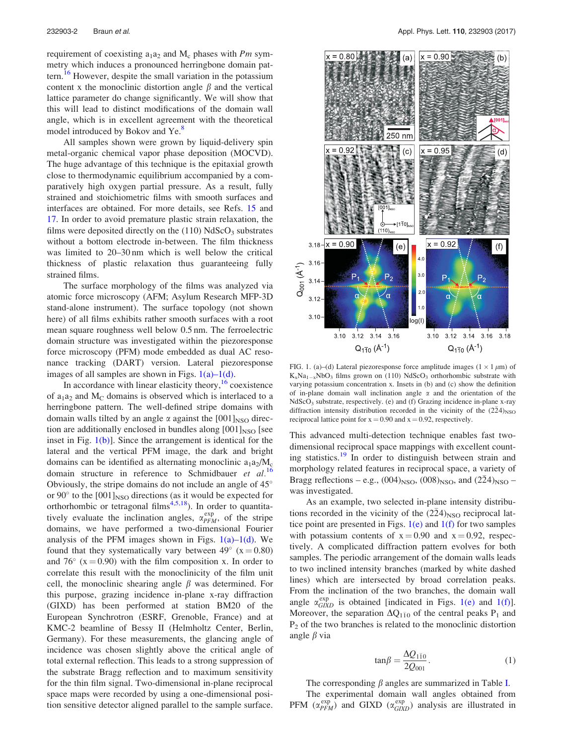requirement of coexisting $a_1a_2$ and $M_c$ phases with *Pm* symmetry which induces a pronounced herringbone domain pattern.[16] However, despite the small variation in the potassium content x the monoclinic distortion angle $\beta$ and the vertical lattice parameter do change significantly. We will show that this will lead to distinct modifications of the domain wall angle, which is in excellent agreement with the theoretical model introduced by Bokov and Ye.[8]

All samples shown were grown by liquid-delivery spin metal-organic chemical vapor phase deposition (MOCVD). The huge advantage of this technique is the epitaxial growth close to thermodynamic equilibrium accompanied by a comparatively high oxygen partial pressure. As a result, fully strained and stoichiometric films with smooth surfaces and interfaces are obtained. For more details, see Refs. 15 and 17. In order to avoid premature plastic strain relaxation, the films were deposited directly on the (110) $NdScO_3$ substrates without a bottom electrode in-between. The film thickness was limited to 20–30 nm which is well below the critical thickness of plastic relaxation thus guaranteeing fully strained films.

The surface morphology of the films was analyzed via atomic force microscopy (AFM; Asylum Research MFP-3D stand-alone instrument). The surface topology (not shown here) of all films exhibits rather smooth surfaces with a root mean square roughness well below 0.5 nm. The ferroelectric domain structure was investigated within the piezoresponse force microscopy (PFM) mode embedded as dual AC resonance tracking (DART) version. Lateral piezoresponse images of all samples are shown in Figs. 1(a)–1(d).

In accordance with linear elasticity theory,[16] coexistence of $a_1a_2$ and $M_C$ domains is observed which is interlaced to a herringbone pattern. The well-defined stripe domains with domain walls tilted by an angle $\alpha$ against the $[001]_{NSO}$ direction are additionally enclosed in bundles along $[001]_{NSO}$ [see inset in Fig. 1(b)]. Since the arrangement is identical for the lateral and the vertical PFM image, the dark and bright domains can be identified as alternating monoclinic $a_1a_2/M_c$ domain structure in reference to Schmidbauer *et al.*[16] Obviously, the stripe domains do not include an angle of 45° or 90° to the $[001]_{NSO}$ directions (as it would be expected for orthorhombic or tetragonal films[4,5,18]). In order to quantitatively evaluate the inclination angles, $\alpha_{PFM}^{exp}$, of the stripe domains, we have performed a two-dimensional Fourier analysis of the PFM images shown in Figs. 1(a)–1(d). We found that they systematically vary between 49° (x = 0.80) and 76° (x = 0.90) with the film composition x. In order to correlate this result with the monoclinicity of the film unit cell, the monoclinic shearing angle $\beta$ was determined. For this purpose, grazing incidence in-plane x-ray diffraction (GIXD) has been performed at station BM20 of the European Synchrotron (ESRF, Grenoble, France) and at KMC-2 beamline of Bessy II (Helmholtz Center, Berlin, Germany). For these measurements, the glancing angle of incidence was chosen slightly above the critical angle of total external reflection. This leads to a strong suppression of the substrate Bragg reflection and to maximum sensitivity for the thin film signal. Two-dimensional in-plane reciprocal space maps were recorded by using a one-dimensional position sensitive detector aligned parallel to the sample surface.

FIG. 1. (a)–(d) Lateral piezoresponse force amplitude images (1 × 1 $\mu$m) of $K_xNa_{1-x}NbO_3$ films grown on (110) $NdScO_3$ orthorhombic substrate with varying potassium concentration x. Insets in (b) and (c) show the definition of in-plane domain wall inclination angle $\alpha$ and the orientation of the $NdScO_3$ substrate, respectively. (e) and (f) Grazing incidence in-plane x-ray diffraction intensity distribution recorded in the vicinity of the $(2\bar{2}4)_{NSO}$ reciprocal lattice point for x = 0.90 and x = 0.92, respectively.

This advanced multi-detection technique enables fast two-dimensional reciprocal space mappings with excellent counting statistics.[19] In order to distinguish between strain and morphology related features in reciprocal space, a variety of Bragg reflections – e.g., $(004)_{NSO}$, $(008)_{NSO}$, and $(2\bar{2}4)_{NSO}$ – was investigated.

As an example, two selected in-plane intensity distributions recorded in the vicinity of the $(2\bar{2}4)_{NSO}$ reciprocal lattice point are presented in Figs. 1(e) and 1(f) for two samples with potassium contents of x = 0.90 and x = 0.92, respectively. A complicated diffraction pattern evolves for both samples. The periodic arrangement of the domain walls leads to two inclined intensity branches (marked by white dashed lines) which are intersected by broad correlation peaks. From the inclination of the two branches, the domain wall angle $\alpha_{GIXD}^{exp}$ is obtained [indicated in Figs. 1(e) and 1(f)]. Moreover, the separation $\Delta Q_{1\bar{1}0}$ of the central peaks $P_1$ and $P_2$ of the two branches is related to the monoclinic distortion angle $\beta$ via

$$\tan\beta = \frac{\Delta Q_{1\bar{1}0}}{2Q_{001}}. \tag{1}$$

The corresponding $\beta$ angles are summarized in Table I.

The experimental domain wall angles obtained from PFM ($\alpha_{PFM}^{exp}$) and GIXD ($\alpha_{GIXD}^{exp}$) analysis are illustrated in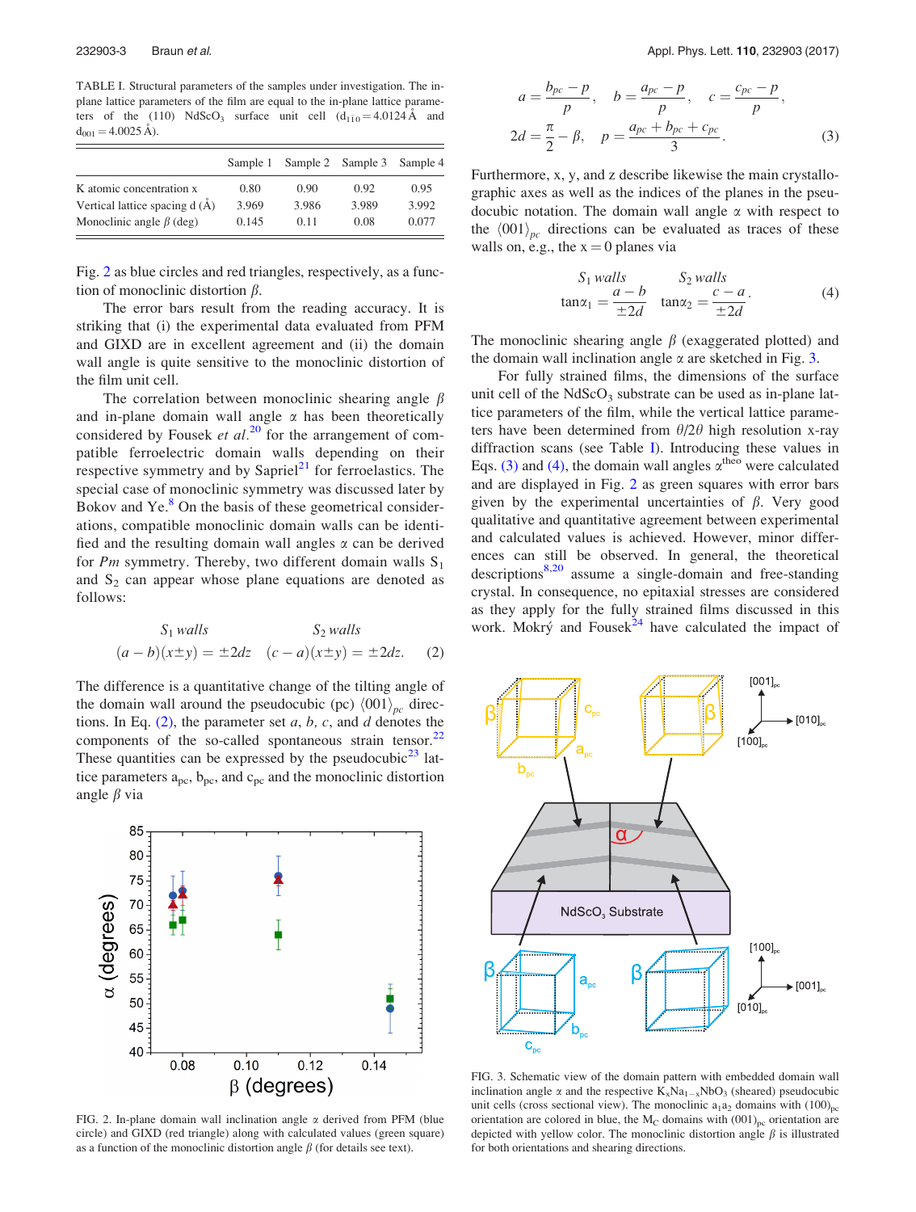TABLE I. Structural parameters of the samples under investigation. The in-plane lattice parameters of the film are equal to the in-plane lattice parameters of the (110) $NdScO_3$ surface unit cell ($d_{1\bar{1}0} = 4.0124$ Å and $d_{001} = 4.0025$ Å).

| | Sample 1 | Sample 2 | Sample 3 | Sample 4 |
|---|---|---|---|---|
| K atomic concentration x | 0.80 | 0.90 | 0.92 | 0.95 |
| Vertical lattice spacing d (Å) | 3.969 | 3.986 | 3.989 | 3.992 |
| Monoclinic angle $\beta$ (deg) | 0.145 | 0.11 | 0.08 | 0.077 |

Fig. 2 as blue circles and red triangles, respectively, as a function of monoclinic distortion $\beta$.

The error bars result from the reading accuracy. It is striking that (i) the experimental data evaluated from PFM and GIXD are in excellent agreement and (ii) the domain wall angle is quite sensitive to the monoclinic distortion of the film unit cell.

The correlation between monoclinic shearing angle $\beta$ and in-plane domain wall angle $\alpha$ has been theoretically considered by Fousek *et al.*[20] for the arrangement of compatible ferroelectric domain walls depending on their respective symmetry and by Sapriel[21] for ferroelastics. The special case of monoclinic symmetry was discussed later by Bokov and Ye.[8] On the basis of these geometrical considerations, compatible monoclinic domain walls can be identified and the resulting domain wall angles $\alpha$ can be derived for *Pm* symmetry. Thereby, two different domain walls $S_1$ and $S_2$ can appear whose plane equations are denoted as follows:

$$\begin{array}{cc} S_1\ walls & S_2\ walls \\ (a-b)(x\pm y) = \pm 2dz & (c-a)(x\pm y) = \pm 2dz. \end{array} \tag{2}$$

The difference is a quantitative change of the tilting angle of the domain wall around the pseudocubic (pc) $\langle 001\rangle_{pc}$ directions. In Eq. (2), the parameter set $a$, $b$, $c$, and $d$ denotes the components of the so-called spontaneous strain tensor.[22] These quantities can be expressed by the pseudocubic[23] lattice parameters $a_{pc}$, $b_{pc}$, and $c_{pc}$ and the monoclinic distortion angle $\beta$ via

$$a = \frac{b_{pc} - p}{p}, \quad b = \frac{a_{pc} - p}{p}, \quad c = \frac{c_{pc} - p}{p},$$
$$2d = \frac{\pi}{2} - \beta, \quad p = \frac{a_{pc} + b_{pc} + c_{pc}}{3}. \tag{3}$$

Furthermore, x, y, and z describe likewise the main crystallographic axes as well as the indices of the planes in the pseudocubic notation. The domain wall angle $\alpha$ with respect to the $\langle 001\rangle_{pc}$ directions can be evaluated as traces of these walls on, e.g., the x = 0 planes via

$$\begin{array}{cc} S_1\ walls & S_2\ walls \\ \tan\alpha_1 = \dfrac{a-b}{\pm 2d} & \tan\alpha_2 = \dfrac{c-a}{\pm 2d}. \end{array} \tag{4}$$

The monoclinic shearing angle $\beta$ (exaggerated plotted) and the domain wall inclination angle $\alpha$ are sketched in Fig. 3.

For fully strained films, the dimensions of the surface unit cell of the $NdScO_3$ substrate can be used as in-plane lattice parameters of the film, while the vertical lattice parameters have been determined from $\theta/2\theta$ high resolution x-ray diffraction scans (see Table I). Introducing these values in Eqs. (3) and (4), the domain wall angles $\alpha^{theo}$ were calculated and are displayed in Fig. 2 as green squares with error bars given by the experimental uncertainties of $\beta$. Very good qualitative and quantitative agreement between experimental and calculated values is achieved. However, minor differences can still be observed. In general, the theoretical descriptions[8,20] assume a single-domain and free-standing crystal. In consequence, no epitaxial stresses are considered as they apply for the fully strained films discussed in this work. Mokrý and Fousek[24] have calculated the impact of

FIG. 2. In-plane domain wall inclination angle $\alpha$ derived from PFM (blue circle) and GIXD (red triangle) along with calculated values (green square) as a function of the monoclinic distortion angle $\beta$ (for details see text).

FIG. 3. Schematic view of the domain pattern with embedded domain wall inclination angle $\alpha$ and the respective $K_xNa_{1-x}NbO_3$ (sheared) pseudocubic unit cells (cross sectional view). The monoclinic $a_1a_2$ domains with $(100)_{pc}$ orientation are colored in blue, the $M_C$ domains with $(001)_{pc}$ orientation are depicted with yellow color. The monoclinic distortion angle $\beta$ is illustrated for both orientations and shearing directions.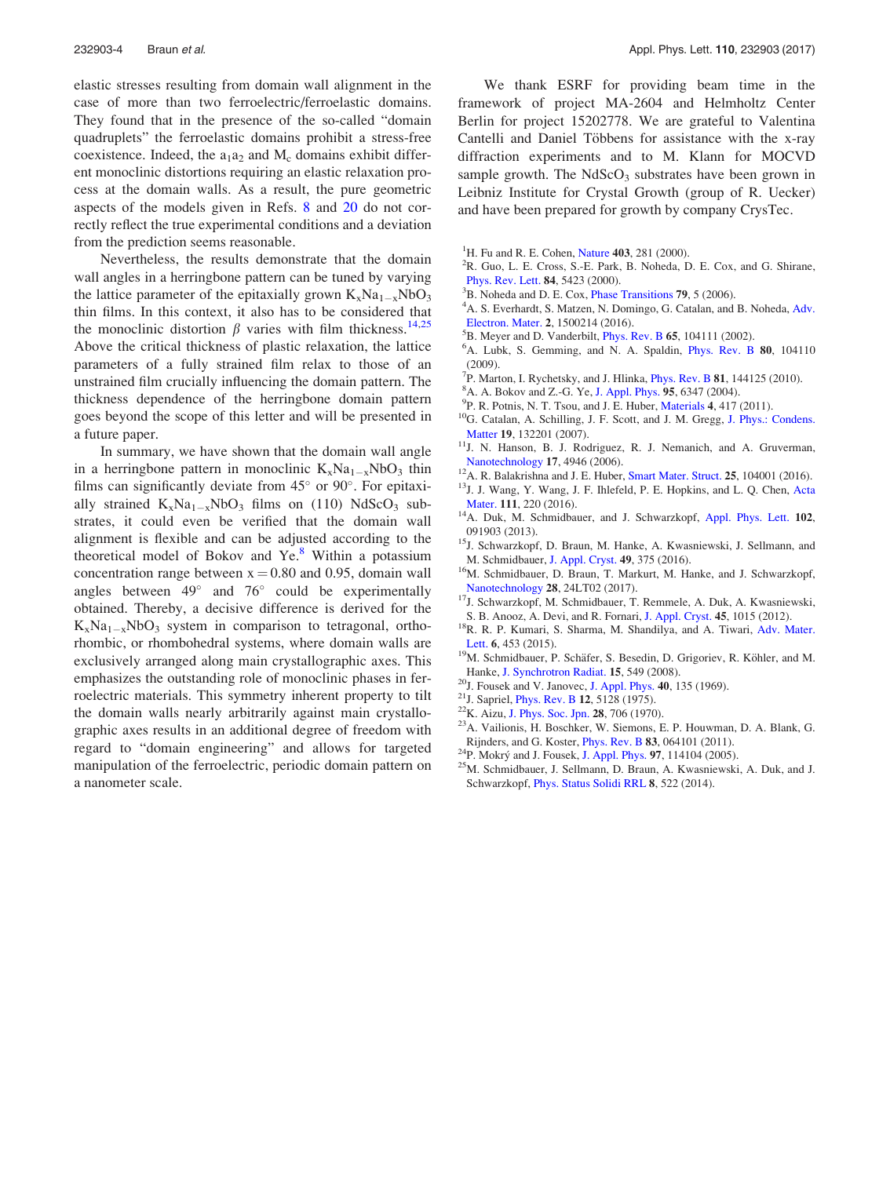elastic stresses resulting from domain wall alignment in the case of more than two ferroelectric/ferroelastic domains. They found that in the presence of the so-called "domain quadruplets" the ferroelastic domains prohibit a stress-free coexistence. Indeed, the $a_1a_2$ and $M_c$ domains exhibit different monoclinic distortions requiring an elastic relaxation process at the domain walls. As a result, the pure geometric aspects of the models given in Refs. 8 and 20 do not correctly reflect the true experimental conditions and a deviation from the prediction seems reasonable.

Nevertheless, the results demonstrate that the domain wall angles in a herringbone pattern can be tuned by varying the lattice parameter of the epitaxially grown $K_xNa_{1-x}NbO_3$ thin films. In this context, it also has to be considered that the monoclinic distortion $\beta$ varies with film thickness.[14,25] Above the critical thickness of plastic relaxation, the lattice parameters of a fully strained film relax to those of an unstrained film crucially influencing the domain pattern. The thickness dependence of the herringbone domain pattern goes beyond the scope of this letter and will be presented in a future paper.

In summary, we have shown that the domain wall angle in a herringbone pattern in monoclinic $K_xNa_{1-x}NbO_3$ thin films can significantly deviate from 45° or 90°. For epitaxially strained $K_xNa_{1-x}NbO_3$ films on (110) $NdScO_3$ substrates, it could even be verified that the domain wall alignment is flexible and can be adjusted according to the theoretical model of Bokov and Ye.[8] Within a potassium concentration range between x = 0.80 and 0.95, domain wall angles between 49° and 76° could be experimentally obtained. Thereby, a decisive difference is derived for the $K_xNa_{1-x}NbO_3$ system in comparison to tetragonal, orthorhombic, or rhombohedral systems, where domain walls are exclusively arranged along main crystallographic axes. This emphasizes the outstanding role of monoclinic phases in ferroelectric materials. This symmetry inherent property to tilt the domain walls nearly arbitrarily against main crystallographic axes results in an additional degree of freedom with regard to "domain engineering" and allows for targeted manipulation of the ferroelectric, periodic domain pattern on a nanometer scale.

We thank ESRF for providing beam time in the framework of project MA-2604 and Helmholtz Center Berlin for project 15202778. We are grateful to Valentina Cantelli and Daniel Többens for assistance with the x-ray diffraction experiments and to M. Klann for MOCVD sample growth. The $NdScO_3$ substrates have been grown in Leibniz Institute for Crystal Growth (group of R. Uecker) and have been prepared for growth by company CrysTec.

[1] H. Fu and R. E. Cohen, Nature **403**, 281 (2000).
[2] R. Guo, L. E. Cross, S.-E. Park, B. Noheda, D. E. Cox, and G. Shirane, Phys. Rev. Lett. **84**, 5423 (2000).
[3] B. Noheda and D. E. Cox, Phase Transitions **79**, 5 (2006).
[4] A. S. Everhardt, S. Matzen, N. Domingo, G. Catalan, and B. Noheda, Adv. Electron. Mater. **2**, 1500214 (2016).
[5] B. Meyer and D. Vanderbilt, Phys. Rev. B **65**, 104111 (2002).
[6] A. Lubk, S. Gemming, and N. A. Spaldin, Phys. Rev. B **80**, 104110 (2009).
[7] P. Marton, I. Rychetsky, and J. Hlinka, Phys. Rev. B **81**, 144125 (2010).
[8] A. A. Bokov and Z.-G. Ye, J. Appl. Phys. **95**, 6347 (2004).
[9] P. R. Potnis, N. T. Tsou, and J. E. Huber, Materials **4**, 417 (2011).
[10] G. Catalan, A. Schilling, J. F. Scott, and J. M. Gregg, J. Phys.: Condens. Matter **19**, 132201 (2007).
[11] J. N. Hanson, B. J. Rodriguez, R. J. Nemanich, and A. Gruverman, Nanotechnology **17**, 4946 (2006).
[12] A. R. Balakrishna and J. E. Huber, Smart Mater. Struct. **25**, 104001 (2016).
[13] J. J. Wang, Y. Wang, J. F. Ihlefeld, P. E. Hopkins, and L. Q. Chen, Acta Mater. **111**, 220 (2016).
[14] A. Duk, M. Schmidbauer, and J. Schwarzkopf, Appl. Phys. Lett. **102**, 091903 (2013).
[15] J. Schwarzkopf, D. Braun, M. Hanke, A. Kwasniewski, J. Sellmann, and M. Schmidbauer, J. Appl. Cryst. **49**, 375 (2016).
[16] M. Schmidbauer, D. Braun, T. Markurt, M. Hanke, and J. Schwarzkopf, Nanotechnology **28**, 24LT02 (2017).
[17] J. Schwarzkopf, M. Schmidbauer, T. Remmele, A. Duk, A. Kwasniewski, S. B. Anooz, A. Devi, and R. Fornari, J. Appl. Cryst. **45**, 1015 (2012).
[18] R. R. P. Kumari, S. Sharma, M. Shandilya, and A. Tiwari, Adv. Mater. Lett. **6**, 453 (2015).
[19] M. Schmidbauer, P. Schäfer, S. Besedin, D. Grigoriev, R. Köhler, and M. Hanke, J. Synchrotron Radiat. **15**, 549 (2008).
[20] J. Fousek and V. Janovec, J. Appl. Phys. **40**, 135 (1969).
[21] J. Sapriel, Phys. Rev. B **12**, 5128 (1975).
[22] K. Aizu, J. Phys. Soc. Jpn. **28**, 706 (1970).
[23] A. Vailionis, H. Boschker, W. Siemons, E. P. Houwman, D. A. Blank, G. Rijnders, and G. Koster, Phys. Rev. B **83**, 064101 (2011).
[24] P. Mokrý and J. Fousek, J. Appl. Phys. **97**, 114104 (2005).
[25] M. Schmidbauer, J. Sellmann, D. Braun, A. Kwasniewski, A. Duk, and J. Schwarzkopf, Phys. Status Solidi RRL **8**, 522 (2014).